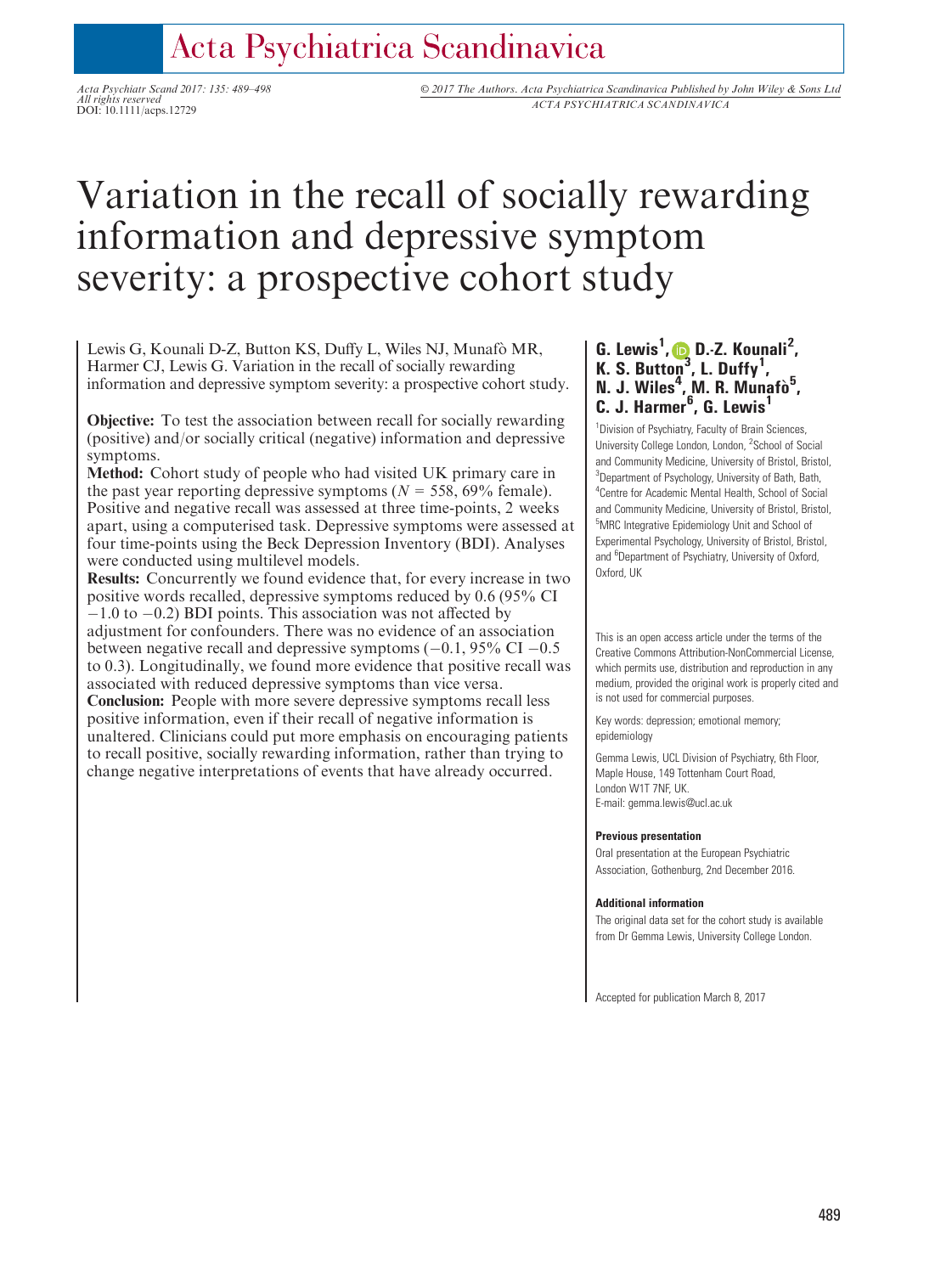# Variation in the recall of socially rewarding information and depressive symptom severity: a prospective cohort study

Lewis G, Kounali D-Z, Button KS, Duffy L, Wiles NJ, Munafò MR, Harmer CJ, Lewis G. Variation in the recall of socially rewarding information and depressive symptom severity: a prospective cohort study.

**Objective:** To test the association between recall for socially rewarding (positive) and/or socially critical (negative) information and depressive symptoms.

**Method:** Cohort study of people who had visited UK primary care in the past year reporting depressive symptoms ($N = 558$, 69% female). Positive and negative recall was assessed at three time-points, 2 weeks apart, using a computerised task. Depressive symptoms were assessed at four time-points using the Beck Depression Inventory (BDI). Analyses were conducted using multilevel models.

**Results:** Concurrently we found evidence that, for every increase in two positive words recalled, depressive symptoms reduced by 0.6 (95% CI −1.0 to −0.2) BDI points. This association was not affected by adjustment for confounders. There was no evidence of an association between negative recall and depressive symptoms (−0.1, 95% CI −0.5 to 0.3). Longitudinally, we found more evidence that positive recall was associated with reduced depressive symptoms than vice versa.

**Conclusion:** People with more severe depressive symptoms recall less positive information, even if their recall of negative information is unaltered. Clinicians could put more emphasis on encouraging patients to recall positive, socially rewarding information, rather than trying to change negative interpretations of events that have already occurred.

**G. Lewis[1], D.-Z. Kounali[2], K. S. Button[3], L. Duffy[1], N. J. Wiles[4], M. R. Munafò[5], C. J. Harmer[6], G. Lewis[1]**

[1]Division of Psychiatry, Faculty of Brain Sciences, University College London, London, [2]School of Social and Community Medicine, University of Bristol, Bristol, [3]Department of Psychology, University of Bath, Bath, [4]Centre for Academic Mental Health, School of Social and Community Medicine, University of Bristol, Bristol, [5]MRC Integrative Epidemiology Unit and School of Experimental Psychology, University of Bristol, Bristol, and [6]Department of Psychiatry, University of Oxford, Oxford, UK

This is an open access article under the terms of the Creative Commons Attribution-NonCommercial License, which permits use, distribution and reproduction in any medium, provided the original work is properly cited and is not used for commercial purposes.

Key words: depression; emotional memory; epidemiology

Gemma Lewis, UCL Division of Psychiatry, 6th Floor, Maple House, 149 Tottenham Court Road, London W1T 7NF, UK.
E-mail: gemma.lewis@ucl.ac.uk

**Previous presentation**

Oral presentation at the European Psychiatric Association, Gothenburg, 2nd December 2016.

**Additional information**

The original data set for the cohort study is available from Dr Gemma Lewis, University College London.

Accepted for publication March 8, 2017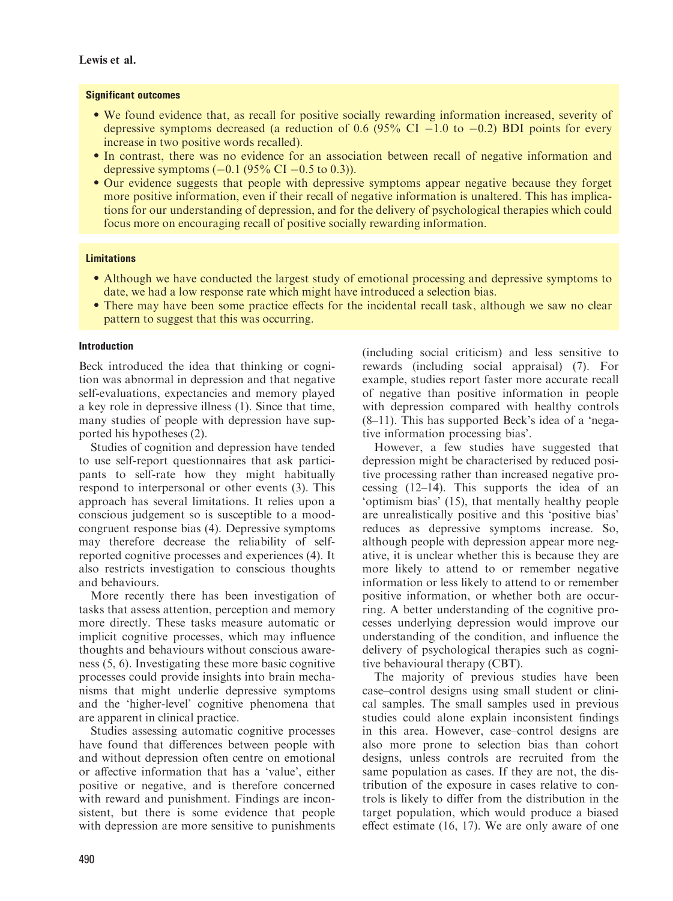### Significant outcomes

- We found evidence that, as recall for positive socially rewarding information increased, severity of depressive symptoms decreased (a reduction of 0.6 (95% CI −1.0 to −0.2) BDI points for every increase in two positive words recalled).
- In contrast, there was no evidence for an association between recall of negative information and depressive symptoms (−0.1 (95% CI −0.5 to 0.3)).
- Our evidence suggests that people with depressive symptoms appear negative because they forget more positive information, even if their recall of negative information is unaltered. This has implications for our understanding of depression, and for the delivery of psychological therapies which could focus more on encouraging recall of positive socially rewarding information.

### Limitations

- Although we have conducted the largest study of emotional processing and depressive symptoms to date, we had a low response rate which might have introduced a selection bias.
- There may have been some practice effects for the incidental recall task, although we saw no clear pattern to suggest that this was occurring.

## Introduction

Beck introduced the idea that thinking or cognition was abnormal in depression and that negative self-evaluations, expectancies and memory played a key role in depressive illness (1). Since that time, many studies of people with depression have supported his hypotheses (2).

Studies of cognition and depression have tended to use self-report questionnaires that ask participants to self-rate how they might habitually respond to interpersonal or other events (3). This approach has several limitations. It relies upon a conscious judgement so is susceptible to a mood-congruent response bias (4). Depressive symptoms may therefore decrease the reliability of self-reported cognitive processes and experiences (4). It also restricts investigation to conscious thoughts and behaviours.

More recently there has been investigation of tasks that assess attention, perception and memory more directly. These tasks measure automatic or implicit cognitive processes, which may influence thoughts and behaviours without conscious awareness (5, 6). Investigating these more basic cognitive processes could provide insights into brain mechanisms that might underlie depressive symptoms and the 'higher-level' cognitive phenomena that are apparent in clinical practice.

Studies assessing automatic cognitive processes have found that differences between people with and without depression often centre on emotional or affective information that has a 'value', either positive or negative, and is therefore concerned with reward and punishment. Findings are inconsistent, but there is some evidence that people with depression are more sensitive to punishments (including social criticism) and less sensitive to rewards (including social appraisal) (7). For example, studies report faster more accurate recall of negative than positive information in people with depression compared with healthy controls (8–11). This has supported Beck's idea of a 'negative information processing bias'.

However, a few studies have suggested that depression might be characterised by reduced positive processing rather than increased negative processing (12–14). This supports the idea of an 'optimism bias' (15), that mentally healthy people are unrealistically positive and this 'positive bias' reduces as depressive symptoms increase. So, although people with depression appear more negative, it is unclear whether this is because they are more likely to attend to or remember negative information or less likely to attend to or remember positive information, or whether both are occurring. A better understanding of the cognitive processes underlying depression would improve our understanding of the condition, and influence the delivery of psychological therapies such as cognitive behavioural therapy (CBT).

The majority of previous studies have been case–control designs using small student or clinical samples. The small samples used in previous studies could alone explain inconsistent findings in this area. However, case–control designs are also more prone to selection bias than cohort designs, unless controls are recruited from the same population as cases. If they are not, the distribution of the exposure in cases relative to controls is likely to differ from the distribution in the target population, which would produce a biased effect estimate (16, 17). We are only aware of one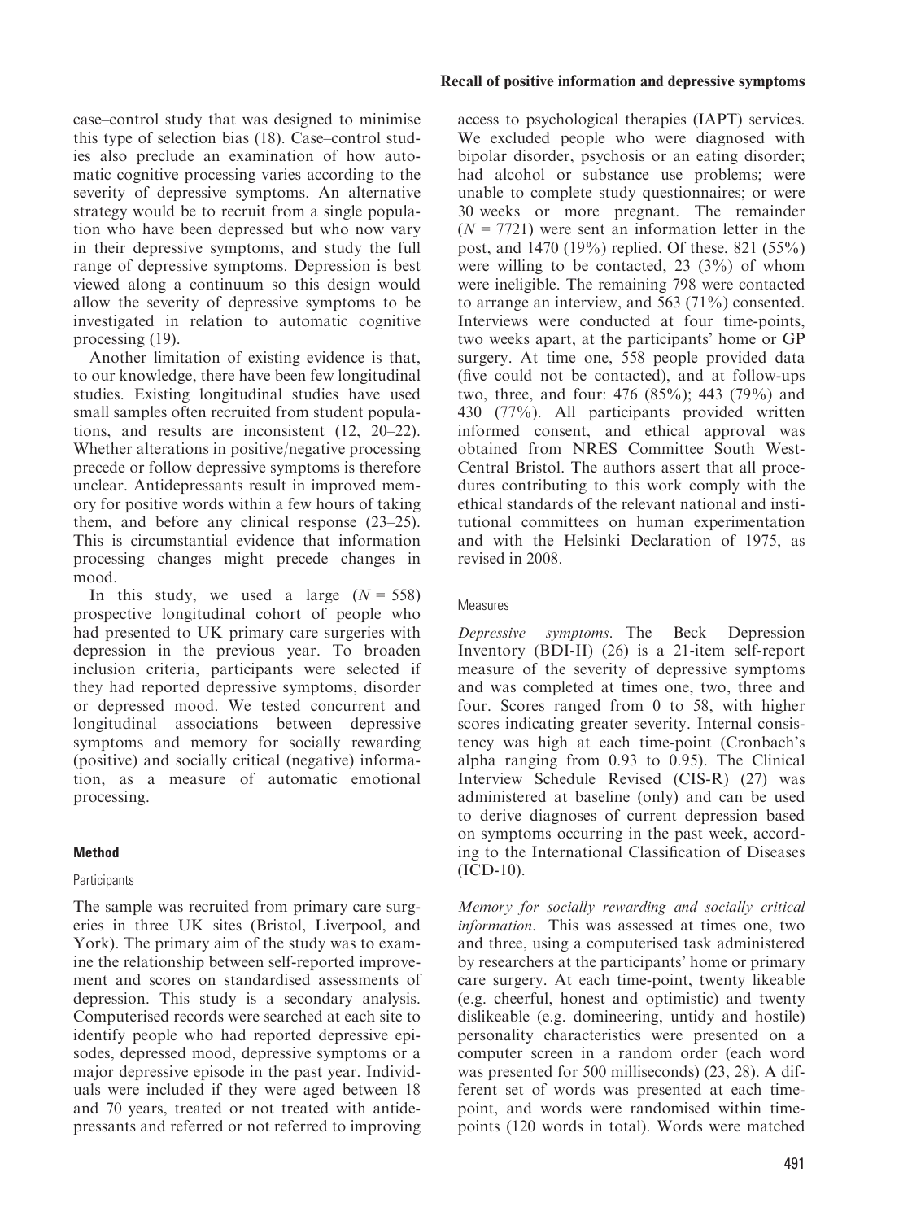case–control study that was designed to minimise this type of selection bias (18). Case–control studies also preclude an examination of how automatic cognitive processing varies according to the severity of depressive symptoms. An alternative strategy would be to recruit from a single population who have been depressed but who now vary in their depressive symptoms, and study the full range of depressive symptoms. Depression is best viewed along a continuum so this design would allow the severity of depressive symptoms to be investigated in relation to automatic cognitive processing (19).

Another limitation of existing evidence is that, to our knowledge, there have been few longitudinal studies. Existing longitudinal studies have used small samples often recruited from student populations, and results are inconsistent (12, 20–22). Whether alterations in positive/negative processing precede or follow depressive symptoms is therefore unclear. Antidepressants result in improved memory for positive words within a few hours of taking them, and before any clinical response (23–25). This is circumstantial evidence that information processing changes might precede changes in mood.

In this study, we used a large ($N = 558$) prospective longitudinal cohort of people who had presented to UK primary care surgeries with depression in the previous year. To broaden inclusion criteria, participants were selected if they had reported depressive symptoms, disorder or depressed mood. We tested concurrent and longitudinal associations between depressive symptoms and memory for socially rewarding (positive) and socially critical (negative) information, as a measure of automatic emotional processing.

## Method

### Participants

The sample was recruited from primary care surgeries in three UK sites (Bristol, Liverpool, and York). The primary aim of the study was to examine the relationship between self-reported improvement and scores on standardised assessments of depression. This study is a secondary analysis. Computerised records were searched at each site to identify people who had reported depressive episodes, depressed mood, depressive symptoms or a major depressive episode in the past year. Individuals were included if they were aged between 18 and 70 years, treated or not treated with antidepressants and referred or not referred to improving access to psychological therapies (IAPT) services. We excluded people who were diagnosed with bipolar disorder, psychosis or an eating disorder; had alcohol or substance use problems; were unable to complete study questionnaires; or were 30 weeks or more pregnant. The remainder ($N = 7721$) were sent an information letter in the post, and 1470 (19%) replied. Of these, 821 (55%) were willing to be contacted, 23 (3%) of whom were ineligible. The remaining 798 were contacted to arrange an interview, and 563 (71%) consented. Interviews were conducted at four time-points, two weeks apart, at the participants' home or GP surgery. At time one, 558 people provided data (five could not be contacted), and at follow-ups two, three, and four: 476 (85%); 443 (79%) and 430 (77%). All participants provided written informed consent, and ethical approval was obtained from NRES Committee South West-Central Bristol. The authors assert that all procedures contributing to this work comply with the ethical standards of the relevant national and institutional committees on human experimentation and with the Helsinki Declaration of 1975, as revised in 2008.

### Measures

*Depressive symptoms.* The Beck Depression Inventory (BDI-II) (26) is a 21-item self-report measure of the severity of depressive symptoms and was completed at times one, two, three and four. Scores ranged from 0 to 58, with higher scores indicating greater severity. Internal consistency was high at each time-point (Cronbach's alpha ranging from 0.93 to 0.95). The Clinical Interview Schedule Revised (CIS-R) (27) was administered at baseline (only) and can be used to derive diagnoses of current depression based on symptoms occurring in the past week, according to the International Classification of Diseases (ICD-10).

*Memory for socially rewarding and socially critical information.* This was assessed at times one, two and three, using a computerised task administered by researchers at the participants' home or primary care surgery. At each time-point, twenty likeable (e.g. cheerful, honest and optimistic) and twenty dislikeable (e.g. domineering, untidy and hostile) personality characteristics were presented on a computer screen in a random order (each word was presented for 500 milliseconds) (23, 28). A different set of words was presented at each time-point, and words were randomised within time-points (120 words in total). Words were matched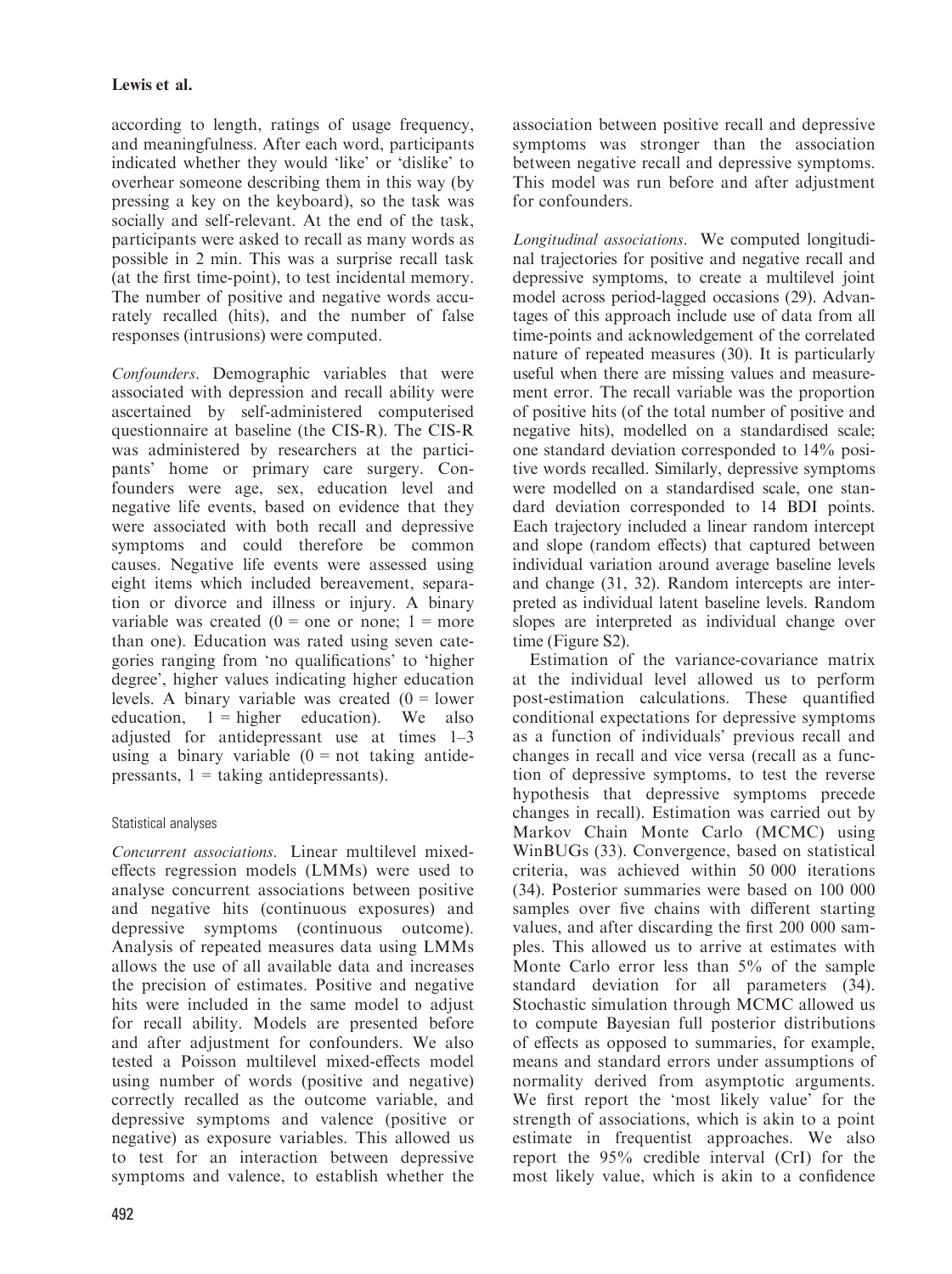according to length, ratings of usage frequency, and meaningfulness. After each word, participants indicated whether they would 'like' or 'dislike' to overhear someone describing them in this way (by pressing a key on the keyboard), so the task was socially and self-relevant. At the end of the task, participants were asked to recall as many words as possible in 2 min. This was a surprise recall task (at the first time-point), to test incidental memory. The number of positive and negative words accurately recalled (hits), and the number of false responses (intrusions) were computed.

*Confounders.* Demographic variables that were associated with depression and recall ability were ascertained by self-administered computerised questionnaire at baseline (the CIS-R). The CIS-R was administered by researchers at the participants' home or primary care surgery. Confounders were age, sex, education level and negative life events, based on evidence that they were associated with both recall and depressive symptoms and could therefore be common causes. Negative life events were assessed using eight items which included bereavement, separation or divorce and illness or injury. A binary variable was created (0 = one or none; 1 = more than one). Education was rated using seven categories ranging from 'no qualifications' to 'higher degree', higher values indicating higher education levels. A binary variable was created (0 = lower education, 1 = higher education). We also adjusted for antidepressant use at times 1–3 using a binary variable (0 = not taking antidepressants, 1 = taking antidepressants).

### Statistical analyses

*Concurrent associations.* Linear multilevel mixed-effects regression models (LMMs) were used to analyse concurrent associations between positive and negative hits (continuous exposures) and depressive symptoms (continuous outcome). Analysis of repeated measures data using LMMs allows the use of all available data and increases the precision of estimates. Positive and negative hits were included in the same model to adjust for recall ability. Models are presented before and after adjustment for confounders. We also tested a Poisson multilevel mixed-effects model using number of words (positive and negative) correctly recalled as the outcome variable, and depressive symptoms and valence (positive or negative) as exposure variables. This allowed us to test for an interaction between depressive symptoms and valence, to establish whether the association between positive recall and depressive symptoms was stronger than the association between negative recall and depressive symptoms. This model was run before and after adjustment for confounders.

*Longitudinal associations.* We computed longitudinal trajectories for positive and negative recall and depressive symptoms, to create a multilevel joint model across period-lagged occasions (29). Advantages of this approach include use of data from all time-points and acknowledgement of the correlated nature of repeated measures (30). It is particularly useful when there are missing values and measurement error. The recall variable was the proportion of positive hits (of the total number of positive and negative hits), modelled on a standardised scale; one standard deviation corresponded to 14% positive words recalled. Similarly, depressive symptoms were modelled on a standardised scale, one standard deviation corresponded to 14 BDI points. Each trajectory included a linear random intercept and slope (random effects) that captured between individual variation around average baseline levels and change (31, 32). Random intercepts are interpreted as individual latent baseline levels. Random slopes are interpreted as individual change over time (Figure S2).

Estimation of the variance-covariance matrix at the individual level allowed us to perform post-estimation calculations. These quantified conditional expectations for depressive symptoms as a function of individuals' previous recall and changes in recall and vice versa (recall as a function of depressive symptoms, to test the reverse hypothesis that depressive symptoms precede changes in recall). Estimation was carried out by Markov Chain Monte Carlo (MCMC) using WinBUGs (33). Convergence, based on statistical criteria, was achieved within 50 000 iterations (34). Posterior summaries were based on 100 000 samples over five chains with different starting values, and after discarding the first 200 000 samples. This allowed us to arrive at estimates with Monte Carlo error less than 5% of the sample standard deviation for all parameters (34). Stochastic simulation through MCMC allowed us to compute Bayesian full posterior distributions of effects as opposed to summaries, for example, means and standard errors under assumptions of normality derived from asymptotic arguments. We first report the 'most likely value' for the strength of associations, which is akin to a point estimate in frequentist approaches. We also report the 95% credible interval (CrI) for the most likely value, which is akin to a confidence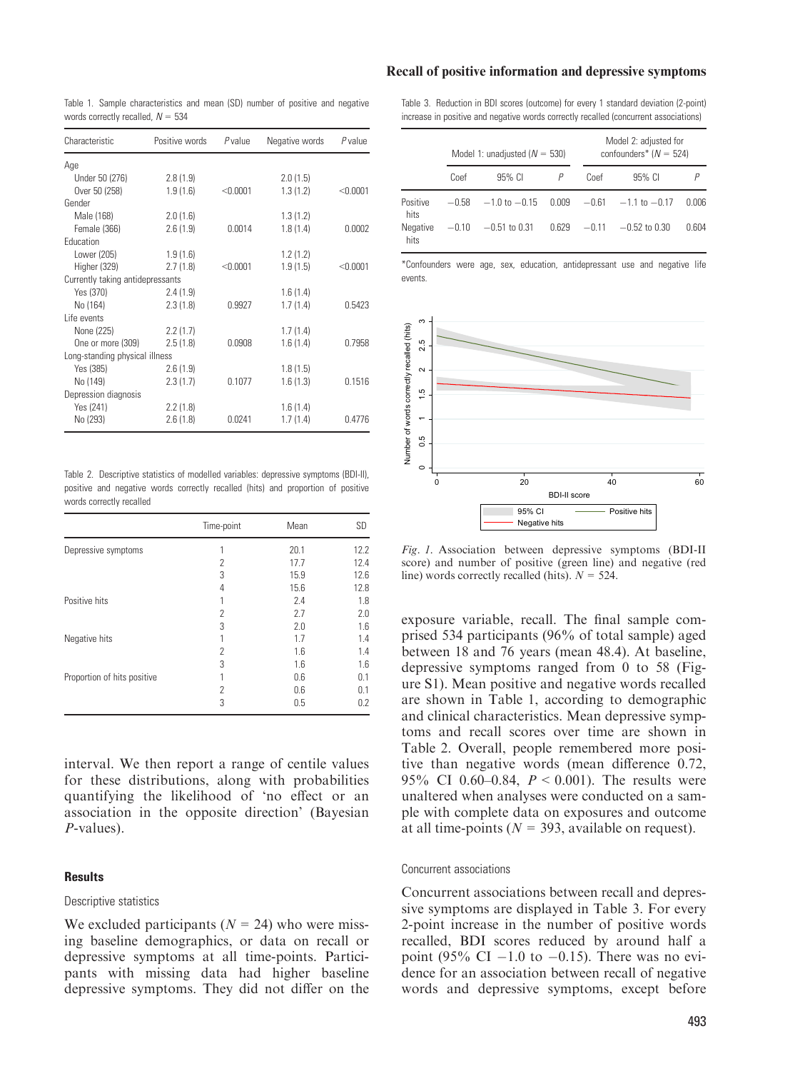Table 1. Sample characteristics and mean (SD) number of positive and negative words correctly recalled, $N = 534$

| Characteristic | Positive words | P value | Negative words | P value |
|---|---|---|---|---|
| Age | | | | |
| Under 50 (276) | 2.8 (1.9) | | 2.0 (1.5) | |
| Over 50 (258) | 1.9 (1.6) | <0.0001 | 1.3 (1.2) | <0.0001 |
| Gender | | | | |
| Male (168) | 2.0 (1.6) | | 1.3 (1.2) | |
| Female (366) | 2.6 (1.9) | 0.0014 | 1.8 (1.4) | 0.0002 |
| Education | | | | |
| Lower (205) | 1.9 (1.6) | | 1.2 (1.2) | |
| Higher (329) | 2.7 (1.8) | <0.0001 | 1.9 (1.5) | <0.0001 |
| Currently taking antidepressants | | | | |
| Yes (370) | 2.4 (1.9) | | 1.6 (1.4) | |
| No (164) | 2.3 (1.8) | 0.9927 | 1.7 (1.4) | 0.5423 |
| Life events | | | | |
| None (225) | 2.2 (1.7) | | 1.7 (1.4) | |
| One or more (309) | 2.5 (1.8) | 0.0908 | 1.6 (1.4) | 0.7958 |
| Long-standing physical illness | | | | |
| Yes (385) | 2.6 (1.9) | | 1.8 (1.5) | |
| No (149) | 2.3 (1.7) | 0.1077 | 1.6 (1.3) | 0.1516 |
| Depression diagnosis | | | | |
| Yes (241) | 2.2 (1.8) | | 1.6 (1.4) | |
| No (293) | 2.6 (1.8) | 0.0241 | 1.7 (1.4) | 0.4776 |

Table 2. Descriptive statistics of modelled variables: depressive symptoms (BDI-II), positive and negative words correctly recalled (hits) and proportion of positive words correctly recalled

| | Time-point | Mean | SD |
|---|---|---|---|
| Depressive symptoms | 1 | 20.1 | 12.2 |
| | 2 | 17.7 | 12.4 |
| | 3 | 15.9 | 12.6 |
| | 4 | 15.6 | 12.8 |
| Positive hits | 1 | 2.4 | 1.8 |
| | 2 | 2.7 | 2.0 |
| | 3 | 2.0 | 1.6 |
| Negative hits | 1 | 1.7 | 1.4 |
| | 2 | 1.6 | 1.4 |
| | 3 | 1.6 | 1.6 |
| Proportion of hits positive | 1 | 0.6 | 0.1 |
| | 2 | 0.6 | 0.1 |
| | 3 | 0.5 | 0.2 |

interval. We then report a range of centile values for these distributions, along with probabilities quantifying the likelihood of 'no effect or an association in the opposite direction' (Bayesian *P*-values).

## Results

### Descriptive statistics

We excluded participants ($N = 24$) who were missing baseline demographics, or data on recall or depressive symptoms at all time-points. Participants with missing data had higher baseline depressive symptoms. They did not differ on the exposure variable, recall. The final sample comprised 534 participants (96% of total sample) aged between 18 and 76 years (mean 48.4). At baseline, depressive symptoms ranged from 0 to 58 (Figure S1). Mean positive and negative words recalled are shown in Table 1, according to demographic and clinical characteristics. Mean depressive symptoms and recall scores over time are shown in Table 2. Overall, people remembered more positive than negative words (mean difference 0.72, 95% CI 0.60–0.84, $P < 0.001$). The results were unaltered when analyses were conducted on a sample with complete data on exposures and outcome at all time-points ($N = 393$, available on request).

Table 3. Reduction in BDI scores (outcome) for every 1 standard deviation (2-point) increase in positive and negative words correctly recalled (concurrent associations)

| | Model 1: unadjusted ($N = 530$) | | | Model 2: adjusted for confounders* ($N = 524$) | | |
|---|---|---|---|---|---|---|
| | Coef | 95% CI | P | Coef | 95% CI | P |
| Positive hits | −0.58 | −1.0 to −0.15 | 0.009 | −0.61 | −1.1 to −0.17 | 0.006 |
| Negative hits | −0.10 | −0.51 to 0.31 | 0.629 | −0.11 | −0.52 to 0.30 | 0.604 |

*Confounders were age, sex, education, antidepressant use and negative life events.

*Fig. 1.* Association between depressive symptoms (BDI-II score) and number of positive (green line) and negative (red line) words correctly recalled (hits). $N = 524$.

### Concurrent associations

Concurrent associations between recall and depressive symptoms are displayed in Table 3. For every 2-point increase in the number of positive words recalled, BDI scores reduced by around half a point (95% CI −1.0 to −0.15). There was no evidence for an association between recall of negative words and depressive symptoms, except before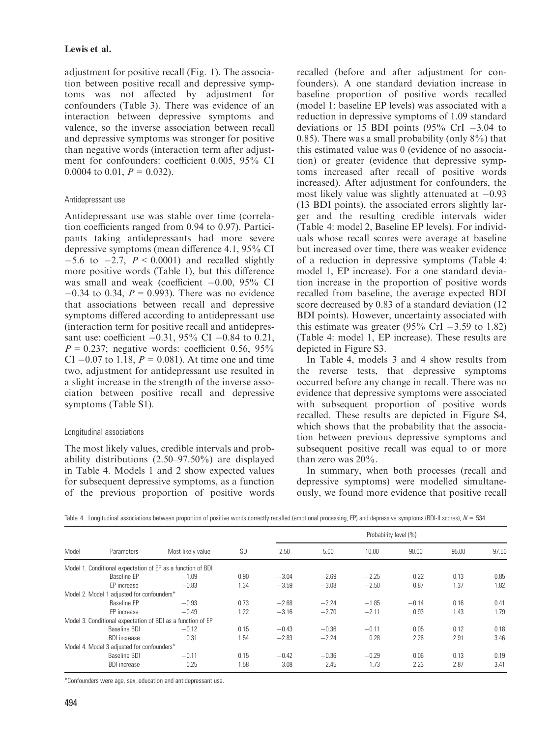adjustment for positive recall (Fig. 1). The association between positive recall and depressive symptoms was not affected by adjustment for confounders (Table 3). There was evidence of an interaction between depressive symptoms and valence, so the inverse association between recall and depressive symptoms was stronger for positive than negative words (interaction term after adjustment for confounders: coefficient 0.005, 95% CI 0.0004 to 0.01, $P = 0.032$).

### Antidepressant use

Antidepressant use was stable over time (correlation coefficients ranged from 0.94 to 0.97). Participants taking antidepressants had more severe depressive symptoms (mean difference 4.1, 95% CI −5.6 to −2.7, $P < 0.0001$) and recalled slightly more positive words (Table 1), but this difference was small and weak (coefficient −0.00, 95% CI −0.34 to 0.34, $P = 0.993$). There was no evidence that associations between recall and depressive symptoms differed according to antidepressant use (interaction term for positive recall and antidepressant use: coefficient −0.31, 95% CI −0.84 to 0.21, $P = 0.237$; negative words: coefficient 0.56, 95% CI −0.07 to 1.18, $P = 0.081$). At time one and time two, adjustment for antidepressant use resulted in a slight increase in the strength of the inverse association between positive recall and depressive symptoms (Table S1).

### Longitudinal associations

The most likely values, credible intervals and probability distributions (2.50–97.50%) are displayed in Table 4. Models 1 and 2 show expected values for subsequent depressive symptoms, as a function of the previous proportion of positive words recalled (before and after adjustment for confounders). A one standard deviation increase in baseline proportion of positive words recalled (model 1: baseline EP levels) was associated with a reduction in depressive symptoms of 1.09 standard deviations or 15 BDI points (95% CrI −3.04 to 0.85). There was a small probability (only 8%) that this estimated value was 0 (evidence of no association) or greater (evidence that depressive symptoms increased after recall of positive words increased). After adjustment for confounders, the most likely value was slightly attenuated at −0.93 (13 BDI points), the associated errors slightly larger and the resulting credible intervals wider (Table 4: model 2, Baseline EP levels). For individuals whose recall scores were average at baseline but increased over time, there was weaker evidence of a reduction in depressive symptoms (Table 4: model 1, EP increase). For a one standard deviation increase in the proportion of positive words recalled from baseline, the average expected BDI score decreased by 0.83 of a standard deviation (12 BDI points). However, uncertainty associated with this estimate was greater (95% CrI −3.59 to 1.82) (Table 4: model 1, EP increase). These results are depicted in Figure S3.

In Table 4, models 3 and 4 show results from the reverse tests, that depressive symptoms occurred before any change in recall. There was no evidence that depressive symptoms were associated with subsequent proportion of positive words recalled. These results are depicted in Figure S4, which shows that the probability that the association between previous depressive symptoms and subsequent positive recall was equal to or more than zero was 20%.

In summary, when both processes (recall and depressive symptoms) were modelled simultaneously, we found more evidence that positive recall

Table 4. Longitudinal associations between proportion of positive words correctly recalled (emotional processing, EP) and depressive symptoms (BDI-II scores), $N = 534$

| Model | Parameters | Most likely value | SD | Probability level (%) | | | | | |
|---|---|---|---|---|---|---|---|---|---|
| | | | | 2.50 | 5.00 | 10.00 | 90.00 | 95.00 | 97.50 |
| Model 1. Conditional expectation of EP as a function of BDI | | | | | | | | | |
| | Baseline EP | −1.09 | 0.90 | −3.04 | −2.69 | −2.25 | −0.22 | 0.13 | 0.85 |
| | EP increase | −0.83 | 1.34 | −3.59 | −3.08 | −2.50 | 0.87 | 1.37 | 1.82 |
| Model 2. Model 1 adjusted for confounders* | | | | | | | | | |
| | Baseline EP | −0.93 | 0.73 | −2.68 | −2.24 | −1.85 | −0.14 | 0.16 | 0.41 |
| | EP increase | −0.49 | 1.22 | −3.16 | −2.70 | −2.11 | 0.93 | 1.43 | 1.79 |
| Model 3. Conditional expectation of BDI as a function of EP | | | | | | | | | |
| | Baseline BDI | −0.12 | 0.15 | −0.43 | −0.36 | −0.11 | 0.05 | 0.12 | 0.18 |
| | BDI increase | 0.31 | 1.54 | −2.83 | −2.24 | 0.28 | 2.26 | 2.91 | 3.46 |
| Model 4. Model 3 adjusted for confounders* | | | | | | | | | |
| | Baseline BDI | −0.11 | 0.15 | −0.42 | −0.36 | −0.29 | 0.06 | 0.13 | 0.19 |
| | BDI increase | 0.25 | 1.58 | −3.08 | −2.45 | −1.73 | 2.23 | 2.87 | 3.41 |

*Confounders were age, sex, education and antidepressant use.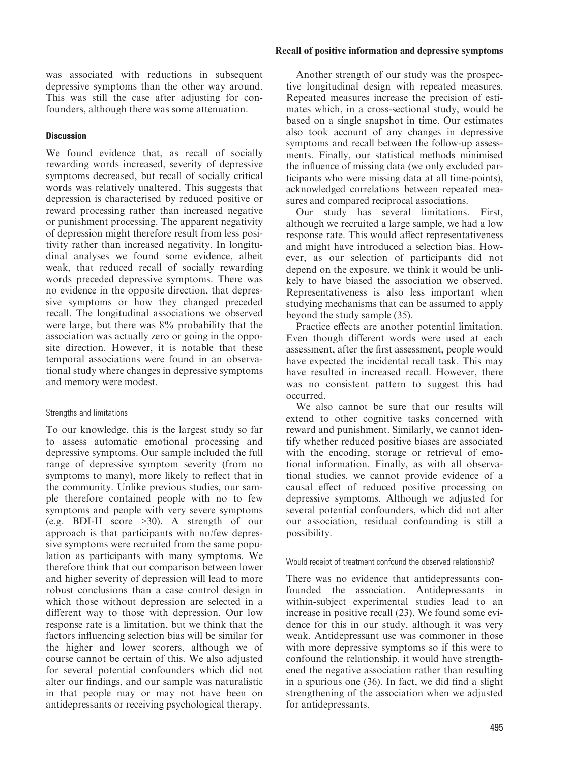was associated with reductions in subsequent depressive symptoms than the other way around. This was still the case after adjusting for confounders, although there was some attenuation.

## Discussion

We found evidence that, as recall of socially rewarding words increased, severity of depressive symptoms decreased, but recall of socially critical words was relatively unaltered. This suggests that depression is characterised by reduced positive or reward processing rather than increased negative or punishment processing. The apparent negativity of depression might therefore result from less positivity rather than increased negativity. In longitudinal analyses we found some evidence, albeit weak, that reduced recall of socially rewarding words preceded depressive symptoms. There was no evidence in the opposite direction, that depressive symptoms or how they changed preceded recall. The longitudinal associations we observed were large, but there was 8% probability that the association was actually zero or going in the opposite direction. However, it is notable that these temporal associations were found in an observational study where changes in depressive symptoms and memory were modest.

### Strengths and limitations

To our knowledge, this is the largest study so far to assess automatic emotional processing and depressive symptoms. Our sample included the full range of depressive symptom severity (from no symptoms to many), more likely to reflect that in the community. Unlike previous studies, our sample therefore contained people with no to few symptoms and people with very severe symptoms (e.g. BDI-II score >30). A strength of our approach is that participants with no/few depressive symptoms were recruited from the same population as participants with many symptoms. We therefore think that our comparison between lower and higher severity of depression will lead to more robust conclusions than a case–control design in which those without depression are selected in a different way to those with depression. Our low response rate is a limitation, but we think that the factors influencing selection bias will be similar for the higher and lower scorers, although we of course cannot be certain of this. We also adjusted for several potential confounders which did not alter our findings, and our sample was naturalistic in that people may or may not have been on antidepressants or receiving psychological therapy.

Another strength of our study was the prospective longitudinal design with repeated measures. Repeated measures increase the precision of estimates which, in a cross-sectional study, would be based on a single snapshot in time. Our estimates also took account of any changes in depressive symptoms and recall between the follow-up assessments. Finally, our statistical methods minimised the influence of missing data (we only excluded participants who were missing data at all time-points), acknowledged correlations between repeated measures and compared reciprocal associations.

Our study has several limitations. First, although we recruited a large sample, we had a low response rate. This would affect representativeness and might have introduced a selection bias. However, as our selection of participants did not depend on the exposure, we think it would be unlikely to have biased the association we observed. Representativeness is also less important when studying mechanisms that can be assumed to apply beyond the study sample (35).

Practice effects are another potential limitation. Even though different words were used at each assessment, after the first assessment, people would have expected the incidental recall task. This may have resulted in increased recall. However, there was no consistent pattern to suggest this had occurred.

We also cannot be sure that our results will extend to other cognitive tasks concerned with reward and punishment. Similarly, we cannot identify whether reduced positive biases are associated with the encoding, storage or retrieval of emotional information. Finally, as with all observational studies, we cannot provide evidence of a causal effect of reduced positive processing on depressive symptoms. Although we adjusted for several potential confounders, which did not alter our association, residual confounding is still a possibility.

### Would receipt of treatment confound the observed relationship?

There was no evidence that antidepressants confounded the association. Antidepressants in within-subject experimental studies lead to an increase in positive recall (23). We found some evidence for this in our study, although it was very weak. Antidepressant use was commoner in those with more depressive symptoms so if this were to confound the relationship, it would have strengthened the negative association rather than resulting in a spurious one (36). In fact, we did find a slight strengthening of the association when we adjusted for antidepressants.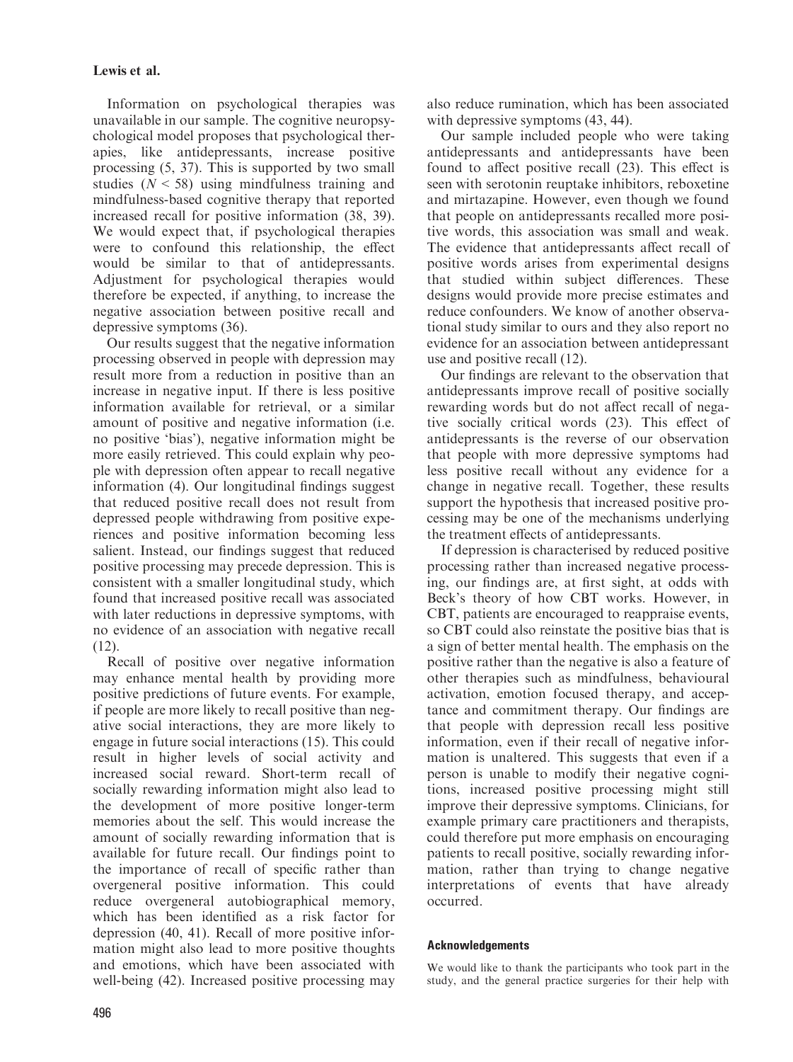Information on psychological therapies was unavailable in our sample. The cognitive neuropsychological model proposes that psychological therapies, like antidepressants, increase positive processing (5, 37). This is supported by two small studies ($N < 58$) using mindfulness training and mindfulness-based cognitive therapy that reported increased recall for positive information (38, 39). We would expect that, if psychological therapies were to confound this relationship, the effect would be similar to that of antidepressants. Adjustment for psychological therapies would therefore be expected, if anything, to increase the negative association between positive recall and depressive symptoms (36).

Our results suggest that the negative information processing observed in people with depression may result more from a reduction in positive than an increase in negative input. If there is less positive information available for retrieval, or a similar amount of positive and negative information (i.e. no positive 'bias'), negative information might be more easily retrieved. This could explain why people with depression often appear to recall negative information (4). Our longitudinal findings suggest that reduced positive recall does not result from depressed people withdrawing from positive experiences and positive information becoming less salient. Instead, our findings suggest that reduced positive processing may precede depression. This is consistent with a smaller longitudinal study, which found that increased positive recall was associated with later reductions in depressive symptoms, with no evidence of an association with negative recall (12).

Recall of positive over negative information may enhance mental health by providing more positive predictions of future events. For example, if people are more likely to recall positive than negative social interactions, they are more likely to engage in future social interactions (15). This could result in higher levels of social activity and increased social reward. Short-term recall of socially rewarding information might also lead to the development of more positive longer-term memories about the self. This would increase the amount of socially rewarding information that is available for future recall. Our findings point to the importance of recall of specific rather than overgeneral positive information. This could reduce overgeneral autobiographical memory, which has been identified as a risk factor for depression (40, 41). Recall of more positive information might also lead to more positive thoughts and emotions, which have been associated with well-being (42). Increased positive processing may also reduce rumination, which has been associated with depressive symptoms (43, 44).

Our sample included people who were taking antidepressants and antidepressants have been found to affect positive recall (23). This effect is seen with serotonin reuptake inhibitors, reboxetine and mirtazapine. However, even though we found that people on antidepressants recalled more positive words, this association was small and weak. The evidence that antidepressants affect recall of positive words arises from experimental designs that studied within subject differences. These designs would provide more precise estimates and reduce confounders. We know of another observational study similar to ours and they also report no evidence for an association between antidepressant use and positive recall (12).

Our findings are relevant to the observation that antidepressants improve recall of positive socially rewarding words but do not affect recall of negative socially critical words (23). This effect of antidepressants is the reverse of our observation that people with more depressive symptoms had less positive recall without any evidence for a change in negative recall. Together, these results support the hypothesis that increased positive processing may be one of the mechanisms underlying the treatment effects of antidepressants.

If depression is characterised by reduced positive processing rather than increased negative processing, our findings are, at first sight, at odds with Beck's theory of how CBT works. However, in CBT, patients are encouraged to reappraise events, so CBT could also reinstate the positive bias that is a sign of better mental health. The emphasis on the positive rather than the negative is also a feature of other therapies such as mindfulness, behavioural activation, emotion focused therapy, and acceptance and commitment therapy. Our findings are that people with depression recall less positive information, even if their recall of negative information is unaltered. This suggests that even if a person is unable to modify their negative cognitions, increased positive processing might still improve their depressive symptoms. Clinicians, for example primary care practitioners and therapists, could therefore put more emphasis on encouraging patients to recall positive, socially rewarding information, rather than trying to change negative interpretations of events that have already occurred.

### Acknowledgements

We would like to thank the participants who took part in the study, and the general practice surgeries for their help with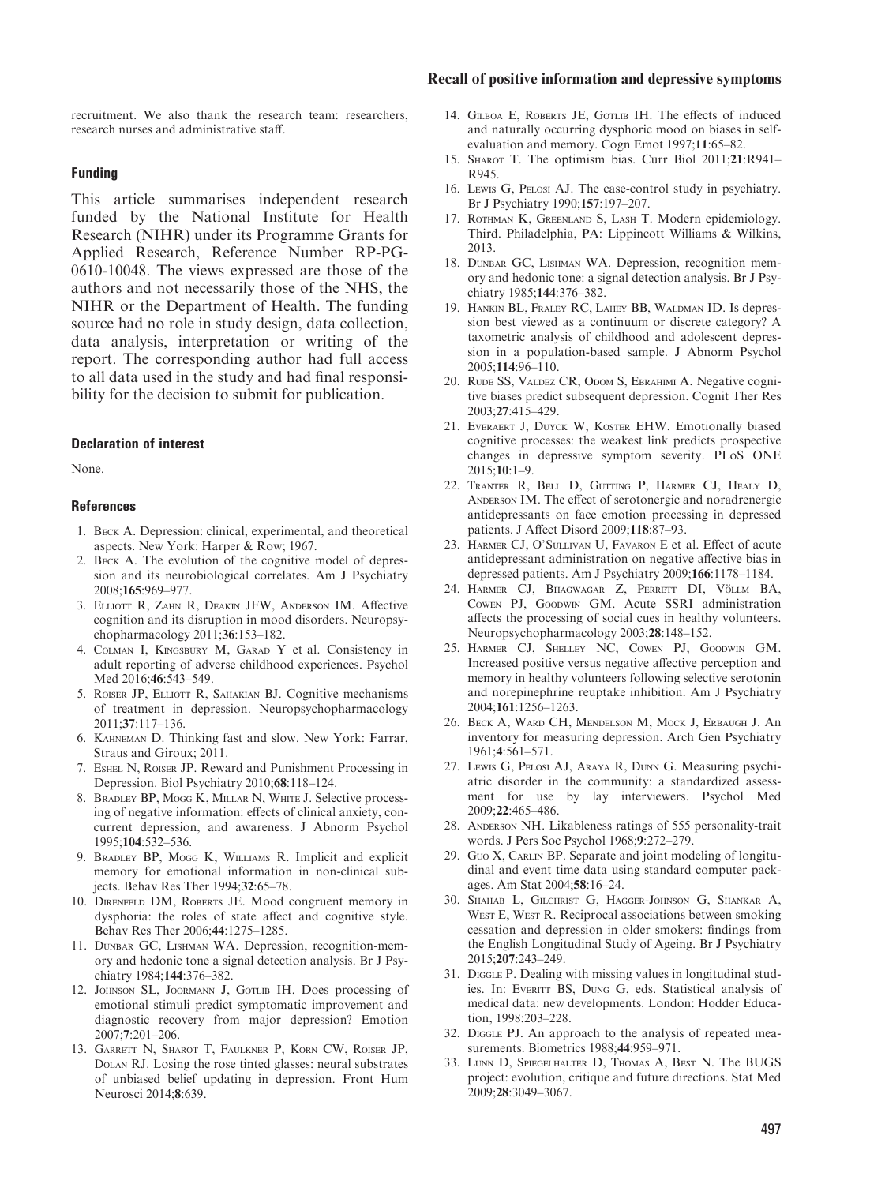recruitment. We also thank the research team: researchers, research nurses and administrative staff.

#### Funding

This article summarises independent research funded by the National Institute for Health Research (NIHR) under its Programme Grants for Applied Research, Reference Number RP-PG-0610-10048. The views expressed are those of the authors and not necessarily those of the NHS, the NIHR or the Department of Health. The funding source had no role in study design, data collection, data analysis, interpretation or writing of the report. The corresponding author had full access to all data used in the study and had final responsibility for the decision to submit for publication.

#### Declaration of interest

None.

#### References

1. Beck A. Depression: clinical, experimental, and theoretical aspects. New York: Harper & Row; 1967.
2. Beck A. The evolution of the cognitive model of depression and its neurobiological correlates. Am J Psychiatry 2008;**165**:969–977.
3. Elliott R, Zahn R, Deakin JFW, Anderson IM. Affective cognition and its disruption in mood disorders. Neuropsychopharmacology 2011;**36**:153–182.
4. Colman I, Kingsbury M, Garad Y et al. Consistency in adult reporting of adverse childhood experiences. Psychol Med 2016;**46**:543–549.
5. Roiser JP, Elliott R, Sahakian BJ. Cognitive mechanisms of treatment in depression. Neuropsychopharmacology 2011;**37**:117–136.
6. Kahneman D. Thinking fast and slow. New York: Farrar, Straus and Giroux; 2011.
7. Eshel N, Roiser JP. Reward and Punishment Processing in Depression. Biol Psychiatry 2010;**68**:118–124.
8. Bradley BP, Mogg K, Millar N, White J. Selective processing of negative information: effects of clinical anxiety, concurrent depression, and awareness. J Abnorm Psychol 1995;**104**:532–536.
9. Bradley BP, Mogg K, Williams R. Implicit and explicit memory for emotional information in non-clinical subjects. Behav Res Ther 1994;**32**:65–78.
10. Direnfeld DM, Roberts JE. Mood congruent memory in dysphoria: the roles of state affect and cognitive style. Behav Res Ther 2006;**44**:1275–1285.
11. Dunbar GC, Lishman WA. Depression, recognition-memory and hedonic tone a signal detection analysis. Br J Psychiatry 1984;**144**:376–382.
12. Johnson SL, Joormann J, Gotlib IH. Does processing of emotional stimuli predict symptomatic improvement and diagnostic recovery from major depression? Emotion 2007;**7**:201–206.
13. Garrett N, Sharot T, Faulkner P, Korn CW, Roiser JP, Dolan RJ. Losing the rose tinted glasses: neural substrates of unbiased belief updating in depression. Front Hum Neurosci 2014;**8**:639.
14. Gilboa E, Roberts JE, Gotlib IH. The effects of induced and naturally occurring dysphoric mood on biases in self-evaluation and memory. Cogn Emot 1997;**11**:65–82.
15. Sharot T. The optimism bias. Curr Biol 2011;**21**:R941–R945.
16. Lewis G, Pelosi AJ. The case-control study in psychiatry. Br J Psychiatry 1990;**157**:197–207.
17. Rothman K, Greenland S, Lash T. Modern epidemiology. Third. Philadelphia, PA: Lippincott Williams & Wilkins, 2013.
18. Dunbar GC, Lishman WA. Depression, recognition memory and hedonic tone: a signal detection analysis. Br J Psychiatry 1985;**144**:376–382.
19. Hankin BL, Fraley RC, Lahey BB, Waldman ID. Is depression best viewed as a continuum or discrete category? A taxometric analysis of childhood and adolescent depression in a population-based sample. J Abnorm Psychol 2005;**114**:96–110.
20. Rude SS, Valdez CR, Odom S, Ebrahimi A. Negative cognitive biases predict subsequent depression. Cognit Ther Res 2003;**27**:415–429.
21. Everaert J, Duyck W, Koster EHW. Emotionally biased cognitive processes: the weakest link predicts prospective changes in depressive symptom severity. PLoS ONE 2015;**10**:1–9.
22. Tranter R, Bell D, Gutting P, Harmer CJ, Healy D, Anderson IM. The effect of serotonergic and noradrenergic antidepressants on face emotion processing in depressed patients. J Affect Disord 2009;**118**:87–93.
23. Harmer CJ, O'Sullivan U, Favaron E et al. Effect of acute antidepressant administration on negative affective bias in depressed patients. Am J Psychiatry 2009;**166**:1178–1184.
24. Harmer CJ, Bhagwagar Z, Perrett DI, Völlm BA, Cowen PJ, Goodwin GM. Acute SSRI administration affects the processing of social cues in healthy volunteers. Neuropsychopharmacology 2003;**28**:148–152.
25. Harmer CJ, Shelley NC, Cowen PJ, Goodwin GM. Increased positive versus negative affective perception and memory in healthy volunteers following selective serotonin and norepinephrine reuptake inhibition. Am J Psychiatry 2004;**161**:1256–1263.
26. Beck A, Ward CH, Mendelson M, Mock J, Erbaugh J. An inventory for measuring depression. Arch Gen Psychiatry 1961;**4**:561–571.
27. Lewis G, Pelosi AJ, Araya R, Dunn G. Measuring psychiatric disorder in the community: a standardized assessment for use by lay interviewers. Psychol Med 2009;**22**:465–486.
28. Anderson NH. Likableness ratings of 555 personality-trait words. J Pers Soc Psychol 1968;**9**:272–279.
29. Guo X, Carlin BP. Separate and joint modeling of longitudinal and event time data using standard computer packages. Am Stat 2004;**58**:16–24.
30. Shahab L, Gilchrist G, Hagger-Johnson G, Shankar A, West E, West R. Reciprocal associations between smoking cessation and depression in older smokers: findings from the English Longitudinal Study of Ageing. Br J Psychiatry 2015;**207**:243–249.
31. Diggle P. Dealing with missing values in longitudinal studies. In: Everitt BS, Dung G, eds. Statistical analysis of medical data: new developments. London: Hodder Education, 1998:203–228.
32. Diggle PJ. An approach to the analysis of repeated measurements. Biometrics 1988;**44**:959–971.
33. Lunn D, Spiegelhalter D, Thomas A, Best N. The BUGS project: evolution, critique and future directions. Stat Med 2009;**28**:3049–3067.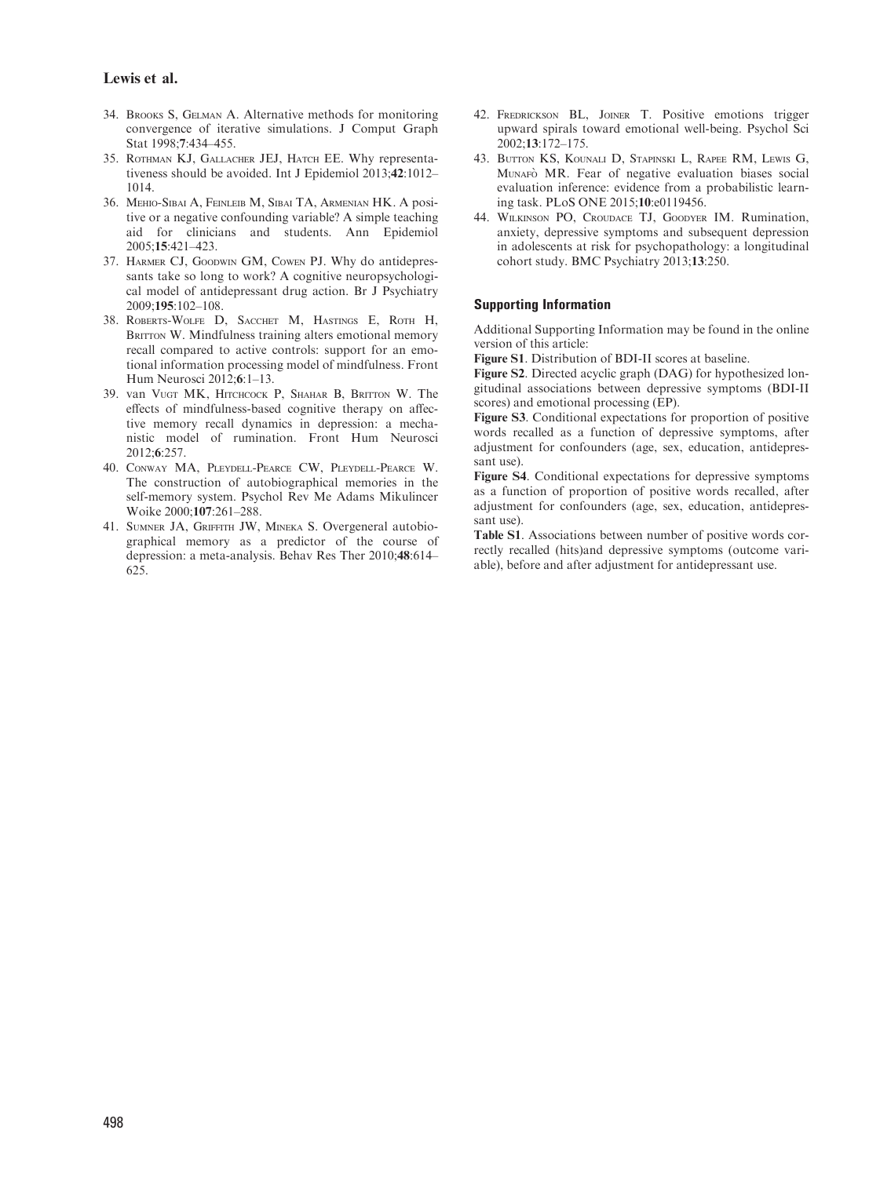34. Brooks S, Gelman A. Alternative methods for monitoring convergence of iterative simulations. J Comput Graph Stat 1998;**7**:434–455.
35. Rothman KJ, Gallacher JEJ, Hatch EE. Why representativeness should be avoided. Int J Epidemiol 2013;**42**:1012–1014.
36. Mehio-Sibai A, Feinleib M, Sibai TA, Armenian HK. A positive or a negative confounding variable? A simple teaching aid for clinicians and students. Ann Epidemiol 2005;**15**:421–423.
37. Harmer CJ, Goodwin GM, Cowen PJ. Why do antidepressants take so long to work? A cognitive neuropsychological model of antidepressant drug action. Br J Psychiatry 2009;**195**:102–108.
38. Roberts-Wolfe D, Sacchet M, Hastings E, Roth H, Britton W. Mindfulness training alters emotional memory recall compared to active controls: support for an emotional information processing model of mindfulness. Front Hum Neurosci 2012;**6**:1–13.
39. van Vugt MK, Hitchcock P, Shahar B, Britton W. The effects of mindfulness-based cognitive therapy on affective memory recall dynamics in depression: a mechanistic model of rumination. Front Hum Neurosci 2012;**6**:257.
40. Conway MA, Pleydell-Pearce CW, Pleydell-Pearce W. The construction of autobiographical memories in the self-memory system. Psychol Rev Me Adams Mikulincer Woike 2000;**107**:261–288.
41. Sumner JA, Griffith JW, Mineka S. Overgeneral autobiographical memory as a predictor of the course of depression: a meta-analysis. Behav Res Ther 2010;**48**:614–625.
42. Fredrickson BL, Joiner T. Positive emotions trigger upward spirals toward emotional well-being. Psychol Sci 2002;**13**:172–175.
43. Button KS, Kounali D, Stapinski L, Rapee RM, Lewis G, Munafò MR. Fear of negative evaluation biases social evaluation inference: evidence from a probabilistic learning task. PLoS ONE 2015;**10**:e0119456.
44. Wilkinson PO, Croudace TJ, Goodyer IM. Rumination, anxiety, depressive symptoms and subsequent depression in adolescents at risk for psychopathology: a longitudinal cohort study. BMC Psychiatry 2013;**13**:250.

## Supporting Information

Additional Supporting Information may be found in the online version of this article:

**Figure S1**. Distribution of BDI-II scores at baseline.

**Figure S2**. Directed acyclic graph (DAG) for hypothesized longitudinal associations between depressive symptoms (BDI-II scores) and emotional processing (EP).

**Figure S3**. Conditional expectations for proportion of positive words recalled as a function of depressive symptoms, after adjustment for confounders (age, sex, education, antidepressant use).

**Figure S4**. Conditional expectations for depressive symptoms as a function of proportion of positive words recalled, after adjustment for confounders (age, sex, education, antidepressant use).

**Table S1**. Associations between number of positive words correctly recalled (hits)and depressive symptoms (outcome variable), before and after adjustment for antidepressant use.